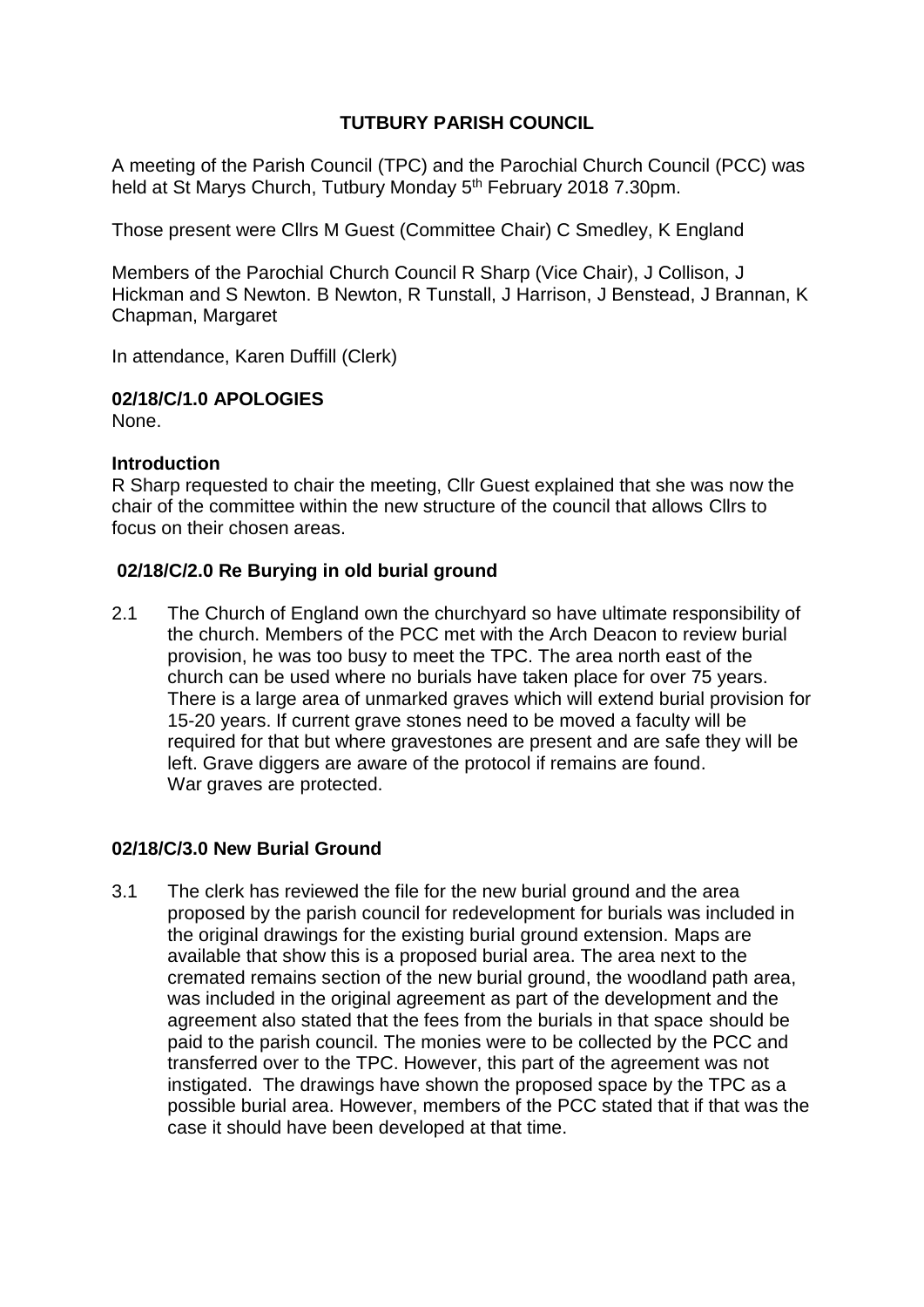# TUTBURY PARISH COUNCIL

A meeting of the Parish Council (TPC) and the Parochial Church Council (PCC) was held at St Marys Church, Tutbury Monday 5th February 2018 7.30pm.

Those present were Cllrs M Guest (Committee Chair) C Smedley, K England

Members of the Parochial Church Council R Sharp (Vice Chair), J Collison, J Hickman and S Newton. B Newton, R Tunstall, J Harrison, J Benstead, J Brannan, K Chapman, Margaret

In attendance, Karen Duffill (Clerk)

**02/18/C/1.0 APOLOGIES**

None.

**Introduction**

R Sharp requested to chair the meeting, Cllr Guest explained that she was now the chair of the committee within the new structure of the council that allows Cllrs to focus on their chosen areas.

**02/18/C/2.0 Re Burying in old burial ground**

2.1 The Church of England own the churchyard so have ultimate responsibility of the church. Members of the PCC met with the Arch Deacon to review burial provision, he was too busy to meet the TPC. The area north east of the church can be used where no burials have taken place for over 75 years. There is a large area of unmarked graves which will extend burial provision for 15-20 years. If current grave stones need to be moved a faculty will be required for that but where gravestones are present and are safe they will be left. Grave diggers are aware of the protocol if remains are found. War graves are protected.

**02/18/C/3.0 New Burial Ground**

3.1 The clerk has reviewed the file for the new burial ground and the area proposed by the parish council for redevelopment for burials was included in the original drawings for the existing burial ground extension. Maps are available that show this is a proposed burial area. The area next to the cremated remains section of the new burial ground, the woodland path area, was included in the original agreement as part of the development and the agreement also stated that the fees from the burials in that space should be paid to the parish council. The monies were to be collected by the PCC and transferred over to the TPC. However, this part of the agreement was not instigated. The drawings have shown the proposed space by the TPC as a possible burial area. However, members of the PCC stated that if that was the case it should have been developed at that time.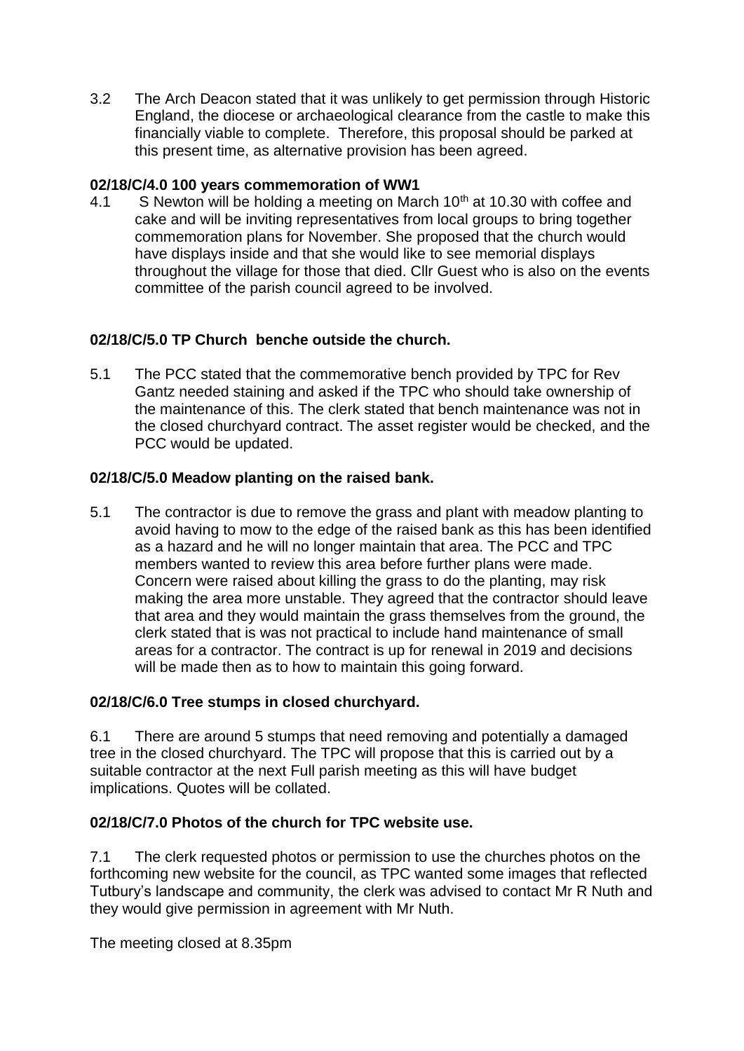3.2 The Arch Deacon stated that it was unlikely to get permission through Historic England, the diocese or archaeological clearance from the castle to make this financially viable to complete. Therefore, this proposal should be parked at this present time, as alternative provision has been agreed.

**02/18/C/4.0 100 years commemoration of WW1**

4.1 S Newton will be holding a meeting on March 10th at 10.30 with coffee and cake and will be inviting representatives from local groups to bring together commemoration plans for November. She proposed that the church would have displays inside and that she would like to see memorial displays throughout the village for those that died. Cllr Guest who is also on the events committee of the parish council agreed to be involved.

**02/18/C/5.0 TP Church benche outside the church.**

5.1 The PCC stated that the commemorative bench provided by TPC for Rev Gantz needed staining and asked if the TPC who should take ownership of the maintenance of this. The clerk stated that bench maintenance was not in the closed churchyard contract. The asset register would be checked, and the PCC would be updated.

**02/18/C/5.0 Meadow planting on the raised bank.**

5.1 The contractor is due to remove the grass and plant with meadow planting to avoid having to mow to the edge of the raised bank as this has been identified as a hazard and he will no longer maintain that area. The PCC and TPC members wanted to review this area before further plans were made. Concern were raised about killing the grass to do the planting, may risk making the area more unstable. They agreed that the contractor should leave that area and they would maintain the grass themselves from the ground, the clerk stated that is was not practical to include hand maintenance of small areas for a contractor. The contract is up for renewal in 2019 and decisions will be made then as to how to maintain this going forward.

**02/18/C/6.0 Tree stumps in closed churchyard.**

6.1 There are around 5 stumps that need removing and potentially a damaged tree in the closed churchyard. The TPC will propose that this is carried out by a suitable contractor at the next Full parish meeting as this will have budget implications. Quotes will be collated.

**02/18/C/7.0 Photos of the church for TPC website use.**

7.1 The clerk requested photos or permission to use the churches photos on the forthcoming new website for the council, as TPC wanted some images that reflected Tutbury's landscape and community, the clerk was advised to contact Mr R Nuth and they would give permission in agreement with Mr Nuth.

The meeting closed at 8.35pm